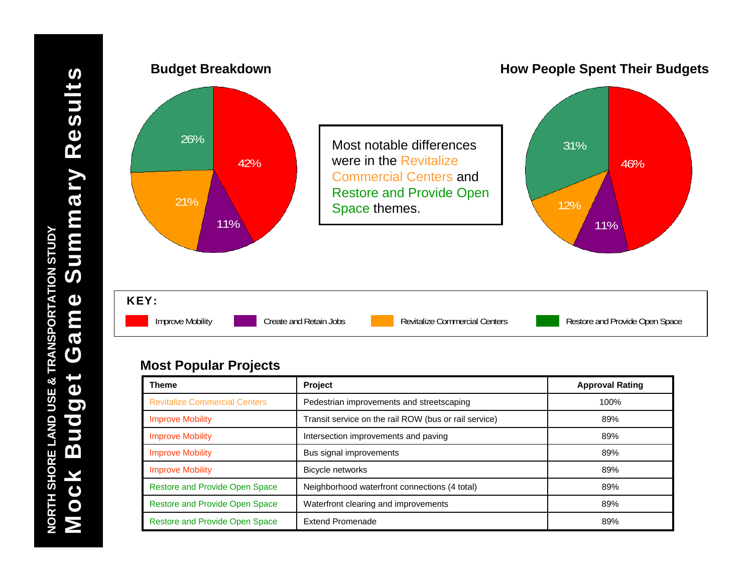NORTH SHORE LAND USE & TRANSPORTATION STUDY

# Mock Budget Game Summary Results

## Budget Breakdown

- Improve Mobility: 42%
- Create and Retain Jobs: 11%
- Revitalize Commercial Centers: 21%
- Restore and Provide Open Space: 26%

## How People Spent Their Budgets

- Improve Mobility: 46%
- Create and Retain Jobs: 11%
- Revitalize Commercial Centers: 12%
- Restore and Provide Open Space: 31%

Most notable differences were in the Revitalize Commercial Centers and Restore and Provide Open Space themes.

**KEY:**

- Improve Mobility
- Create and Retain Jobs
- Revitalize Commercial Centers
- Restore and Provide Open Space

## Most Popular Projects

| Theme | Project | Approval Rating |
|---|---|---|
| Revitalize Commercial Centers | Pedestrian improvements and streetscaping | 100% |
| Improve Mobility | Transit service on the rail ROW (bus or rail service) | 89% |
| Improve Mobility | Intersection improvements and paving | 89% |
| Improve Mobility | Bus signal improvements | 89% |
| Improve Mobility | Bicycle networks | 89% |
| Restore and Provide Open Space | Neighborhood waterfront connections (4 total) | 89% |
| Restore and Provide Open Space | Waterfront clearing and improvements | 89% |
| Restore and Provide Open Space | Extend Promenade | 89% |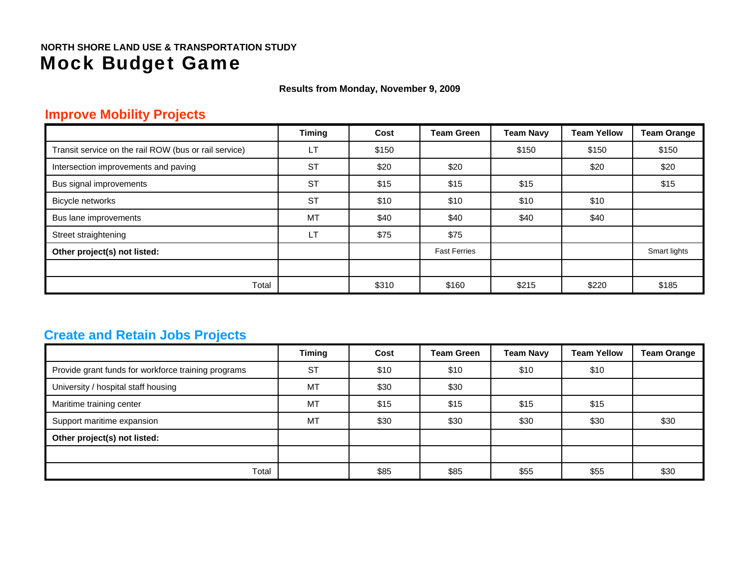**NORTH SHORE LAND USE & TRANSPORTATION STUDY**

# Mock Budget Game

**Results from Monday, November 9, 2009**

## Improve Mobility Projects

| | Timing | Cost | Team Green | Team Navy | Team Yellow | Team Orange |
|---|---|---|---|---|---|---|
| Transit service on the rail ROW (bus or rail service) | LT | $150 | | $150 | $150 | $150 |
| Intersection improvements and paving | ST | $20 | $20 | | $20 | $20 |
| Bus signal improvements | ST | $15 | $15 | $15 | | $15 |
| Bicycle networks | ST | $10 | $10 | $10 | $10 | |
| Bus lane improvements | MT | $40 | $40 | $40 | $40 | |
| Street straightening | LT | $75 | $75 | | | |
| **Other project(s) not listed:** | | | Fast Ferries | | | Smart lights |
| | | | | | | |
| Total | | $310 | $160 | $215 | $220 | $185 |

## Create and Retain Jobs Projects

| | Timing | Cost | Team Green | Team Navy | Team Yellow | Team Orange |
|---|---|---|---|---|---|---|
| Provide grant funds for workforce training programs | ST | $10 | $10 | $10 | $10 | |
| University / hospital staff housing | MT | $30 | $30 | | | |
| Maritime training center | MT | $15 | $15 | $15 | $15 | |
| Support maritime expansion | MT | $30 | $30 | $30 | $30 | $30 |
| **Other project(s) not listed:** | | | | | | |
| | | | | | | |
| Total | | $85 | $85 | $55 | $55 | $30 |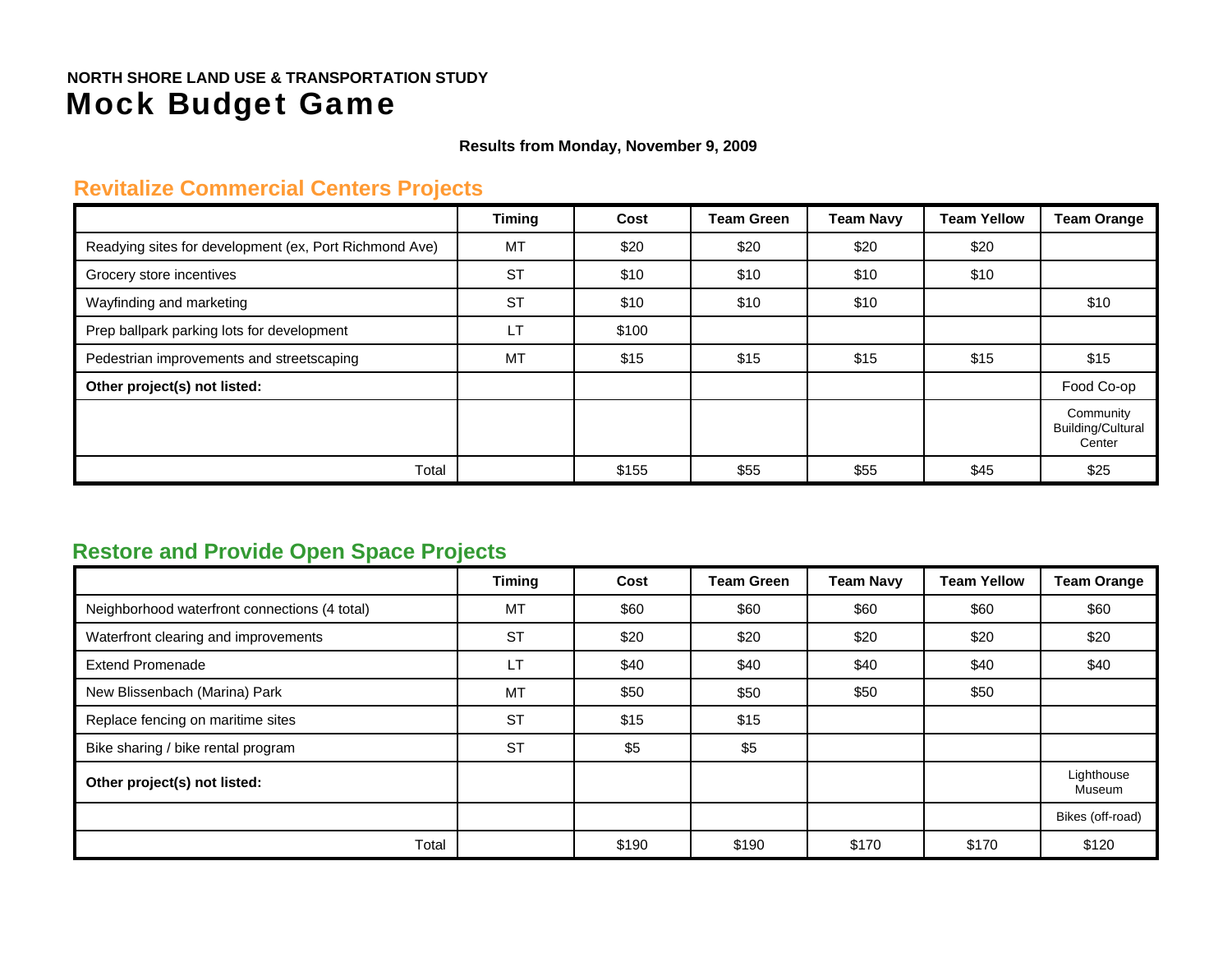**NORTH SHORE LAND USE & TRANSPORTATION STUDY**

# Mock Budget Game

**Results from Monday, November 9, 2009**

## Revitalize Commercial Centers Projects

| | Timing | Cost | Team Green | Team Navy | Team Yellow | Team Orange |
|---|---|---|---|---|---|---|
| Readying sites for development (ex, Port Richmond Ave) | MT | $20 | $20 | $20 | $20 | |
| Grocery store incentives | ST | $10 | $10 | $10 | $10 | |
| Wayfinding and marketing | ST | $10 | $10 | $10 | | $10 |
| Prep ballpark parking lots for development | LT | $100 | | | | |
| Pedestrian improvements and streetscaping | MT | $15 | $15 | $15 | $15 | $15 |
| **Other project(s) not listed:** | | | | | | Food Co-op |
| | | | | | | Community Building/Cultural Center |
| Total | | $155 | $55 | $55 | $45 | $25 |

## Restore and Provide Open Space Projects

| | Timing | Cost | Team Green | Team Navy | Team Yellow | Team Orange |
|---|---|---|---|---|---|---|
| Neighborhood waterfront connections (4 total) | MT | $60 | $60 | $60 | $60 | $60 |
| Waterfront clearing and improvements | ST | $20 | $20 | $20 | $20 | $20 |
| Extend Promenade | LT | $40 | $40 | $40 | $40 | $40 |
| New Blissenbach (Marina) Park | MT | $50 | $50 | $50 | $50 | |
| Replace fencing on maritime sites | ST | $15 | $15 | | | |
| Bike sharing / bike rental program | ST | $5 | $5 | | | |
| **Other project(s) not listed:** | | | | | | Lighthouse Museum |
| | | | | | | Bikes (off-road) |
| Total | | $190 | $190 | $170 | $170 | $120 |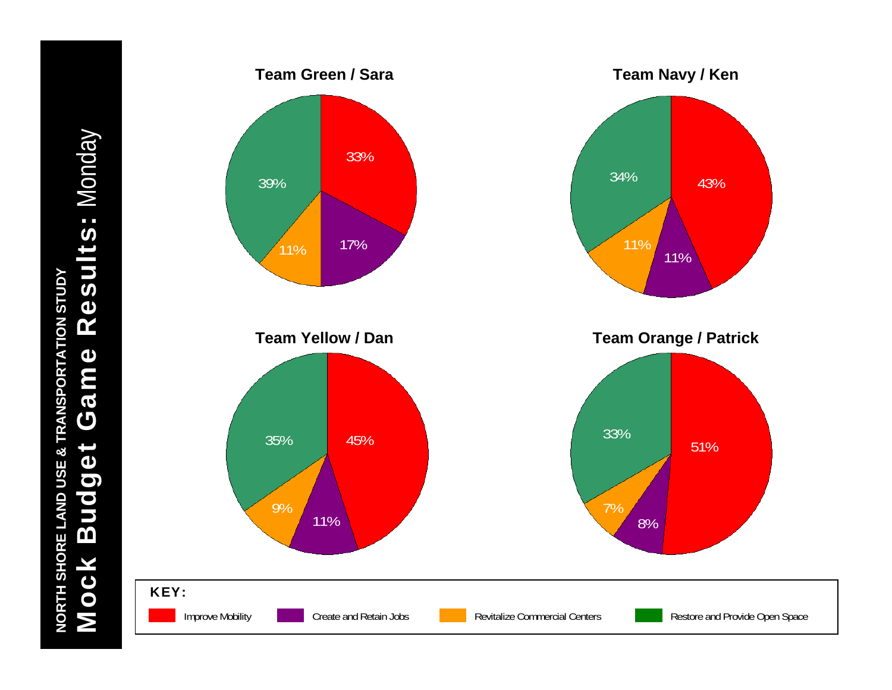# NORTH SHORE LAND USE & TRANSPORTATION STUDY

## Mock Budget Game Results: Monday

### Team Green / Sara

| Category | Percent |
|---|---|
| Improve Mobility | 33% |
| Create and Retain Jobs | 17% |
| Revitalize Commercial Centers | 11% |
| Restore and Provide Open Space | 39% |

### Team Navy / Ken

| Category | Percent |
|---|---|
| Improve Mobility | 43% |
| Create and Retain Jobs | 11% |
| Revitalize Commercial Centers | 11% |
| Restore and Provide Open Space | 34% |

### Team Yellow / Dan

| Category | Percent |
|---|---|
| Improve Mobility | 45% |
| Create and Retain Jobs | 11% |
| Revitalize Commercial Centers | 9% |
| Restore and Provide Open Space | 35% |

### Team Orange / Patrick

| Category | Percent |
|---|---|
| Improve Mobility | 51% |
| Create and Retain Jobs | 8% |
| Revitalize Commercial Centers | 7% |
| Restore and Provide Open Space | 33% |

**KEY:**

- Improve Mobility
- Create and Retain Jobs
- Revitalize Commercial Centers
- Restore and Provide Open Space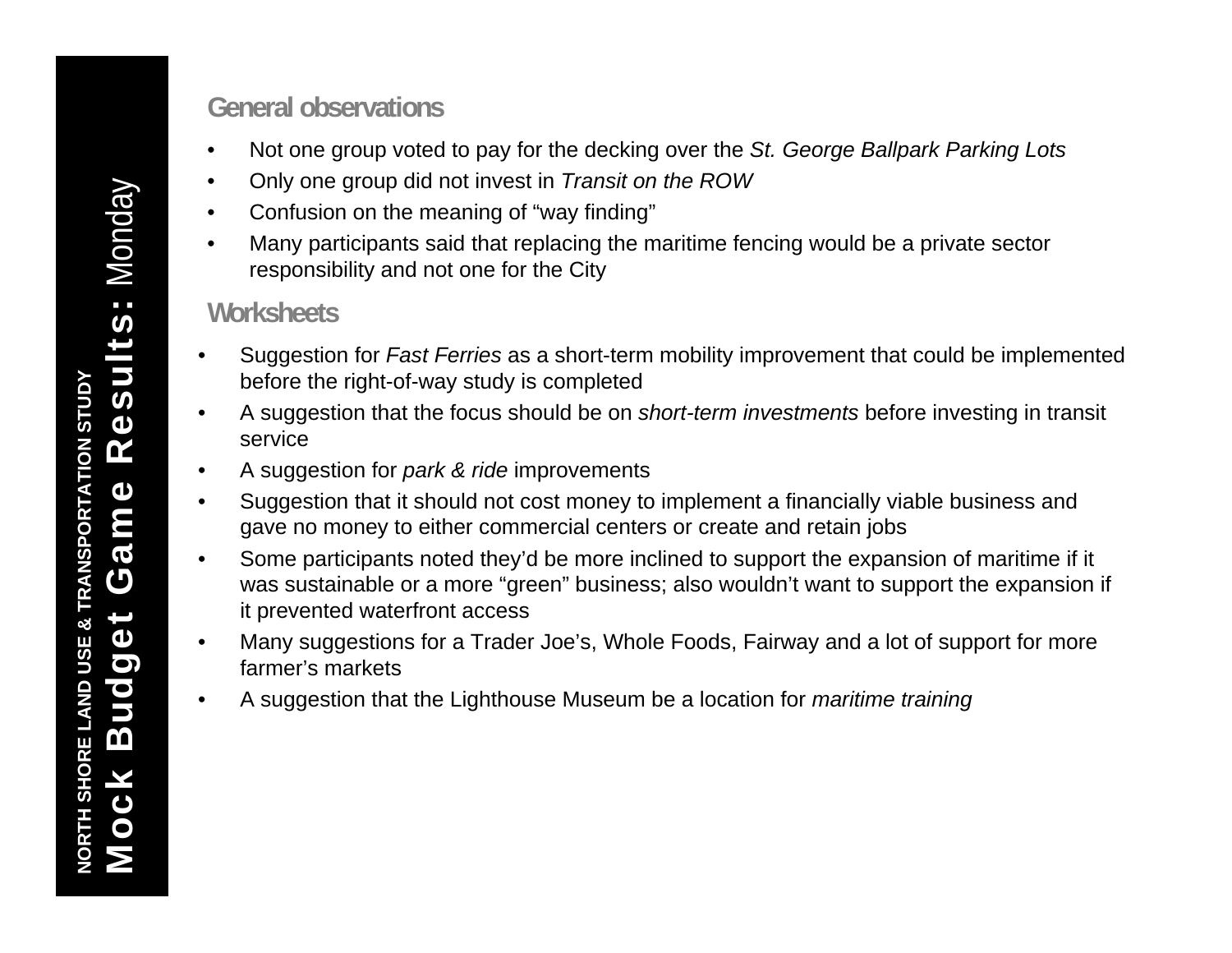# NORTH SHORE LAND USE & TRANSPORTATION STUDY

# **Mock Budget Game Results:** Monday

## General observations

- Not one group voted to pay for the decking over the *St. George Ballpark Parking Lots*
- Only one group did not invest in *Transit on the ROW*
- Confusion on the meaning of “way finding”
- Many participants said that replacing the maritime fencing would be a private sector responsibility and not one for the City

## Worksheets

- Suggestion for *Fast Ferries* as a short-term mobility improvement that could be implemented before the right-of-way study is completed
- A suggestion that the focus should be on *short-term investments* before investing in transit service
- A suggestion for *park & ride* improvements
- Suggestion that it should not cost money to implement a financially viable business and gave no money to either commercial centers or create and retain jobs
- Some participants noted they’d be more inclined to support the expansion of maritime if it was sustainable or a more “green” business; also wouldn’t want to support the expansion if it prevented waterfront access
- Many suggestions for a Trader Joe’s, Whole Foods, Fairway and a lot of support for more farmer’s markets
- A suggestion that the Lighthouse Museum be a location for *maritime training*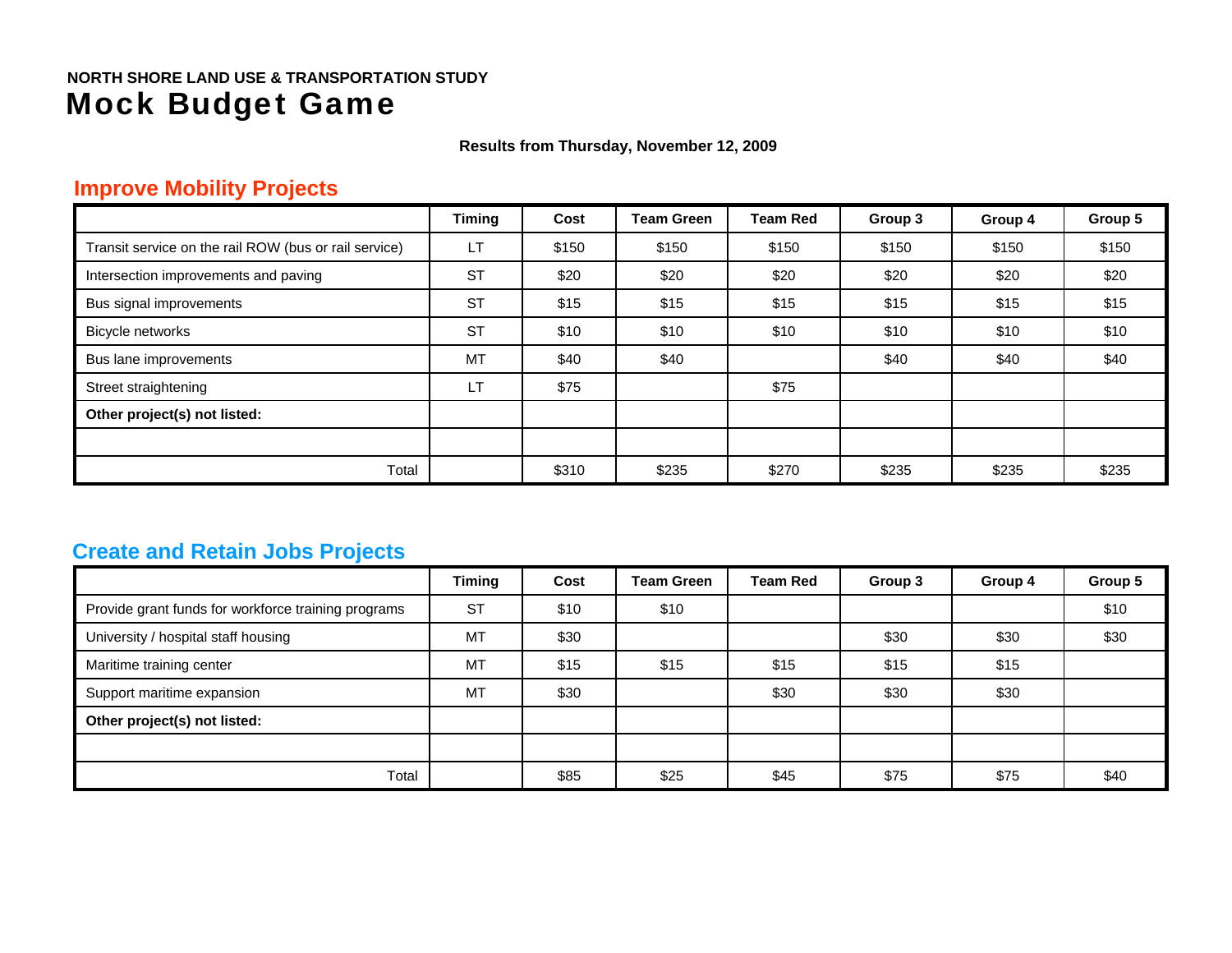NORTH SHORE LAND USE & TRANSPORTATION STUDY

# Mock Budget Game

**Results from Thursday, November 12, 2009**

## Improve Mobility Projects

| | Timing | Cost | Team Green | Team Red | Group 3 | Group 4 | Group 5 |
|---|---|---|---|---|---|---|---|
| Transit service on the rail ROW (bus or rail service) | LT | $150 | $150 | $150 | $150 | $150 | $150 |
| Intersection improvements and paving | ST | $20 | $20 | $20 | $20 | $20 | $20 |
| Bus signal improvements | ST | $15 | $15 | $15 | $15 | $15 | $15 |
| Bicycle networks | ST | $10 | $10 | $10 | $10 | $10 | $10 |
| Bus lane improvements | MT | $40 | $40 | | $40 | $40 | $40 |
| Street straightening | LT | $75 | | $75 | | | |
| **Other project(s) not listed:** | | | | | | | |
| | | | | | | | |
| Total | | $310 | $235 | $270 | $235 | $235 | $235 |

## Create and Retain Jobs Projects

| | Timing | Cost | Team Green | Team Red | Group 3 | Group 4 | Group 5 |
|---|---|---|---|---|---|---|---|
| Provide grant funds for workforce training programs | ST | $10 | $10 | | | | $10 |
| University / hospital staff housing | MT | $30 | | | $30 | $30 | $30 |
| Maritime training center | MT | $15 | $15 | $15 | $15 | $15 | |
| Support maritime expansion | MT | $30 | | $30 | $30 | $30 | |
| **Other project(s) not listed:** | | | | | | | |
| | | | | | | | |
| Total | | $85 | $25 | $45 | $75 | $75 | $40 |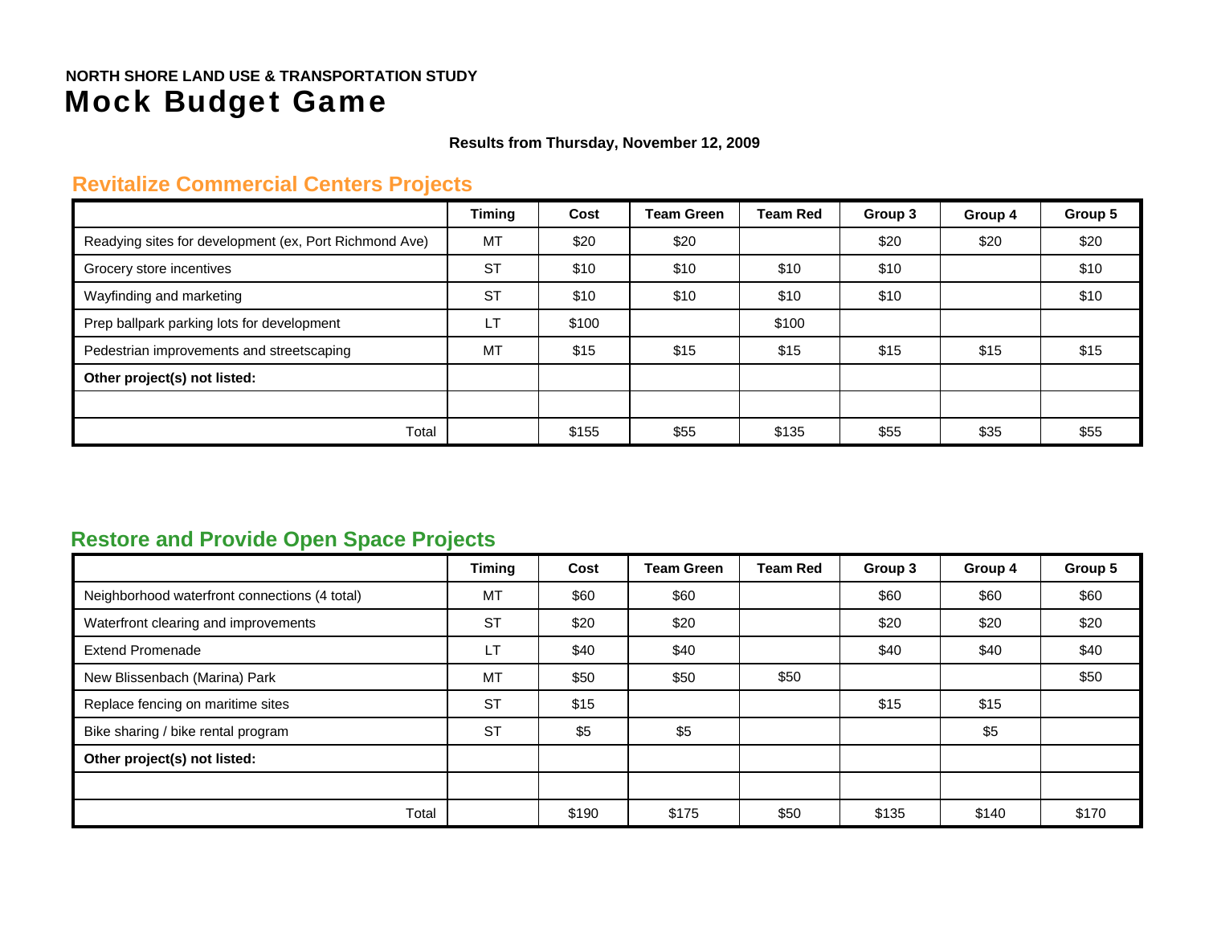**NORTH SHORE LAND USE & TRANSPORTATION STUDY**

# Mock Budget Game

**Results from Thursday, November 12, 2009**

## Revitalize Commercial Centers Projects

| | Timing | Cost | Team Green | Team Red | Group 3 | Group 4 | Group 5 |
|---|---|---|---|---|---|---|---|
| Readying sites for development (ex, Port Richmond Ave) | MT | $20 | $20 | | $20 | $20 | $20 |
| Grocery store incentives | ST | $10 | $10 | $10 | $10 | | $10 |
| Wayfinding and marketing | ST | $10 | $10 | $10 | $10 | | $10 |
| Prep ballpark parking lots for development | LT | $100 | | $100 | | | |
| Pedestrian improvements and streetscaping | MT | $15 | $15 | $15 | $15 | $15 | $15 |
| **Other project(s) not listed:** | | | | | | | |
| | | | | | | | |
| Total | | $155 | $55 | $135 | $55 | $35 | $55 |

## Restore and Provide Open Space Projects

| | Timing | Cost | Team Green | Team Red | Group 3 | Group 4 | Group 5 |
|---|---|---|---|---|---|---|---|
| Neighborhood waterfront connections (4 total) | MT | $60 | $60 | | $60 | $60 | $60 |
| Waterfront clearing and improvements | ST | $20 | $20 | | $20 | $20 | $20 |
| Extend Promenade | LT | $40 | $40 | | $40 | $40 | $40 |
| New Blissenbach (Marina) Park | MT | $50 | $50 | $50 | | | $50 |
| Replace fencing on maritime sites | ST | $15 | | | $15 | $15 | |
| Bike sharing / bike rental program | ST | $5 | $5 | | | $5 | |
| **Other project(s) not listed:** | | | | | | | |
| | | | | | | | |
| Total | | $190 | $175 | $50 | $135 | $140 | $170 |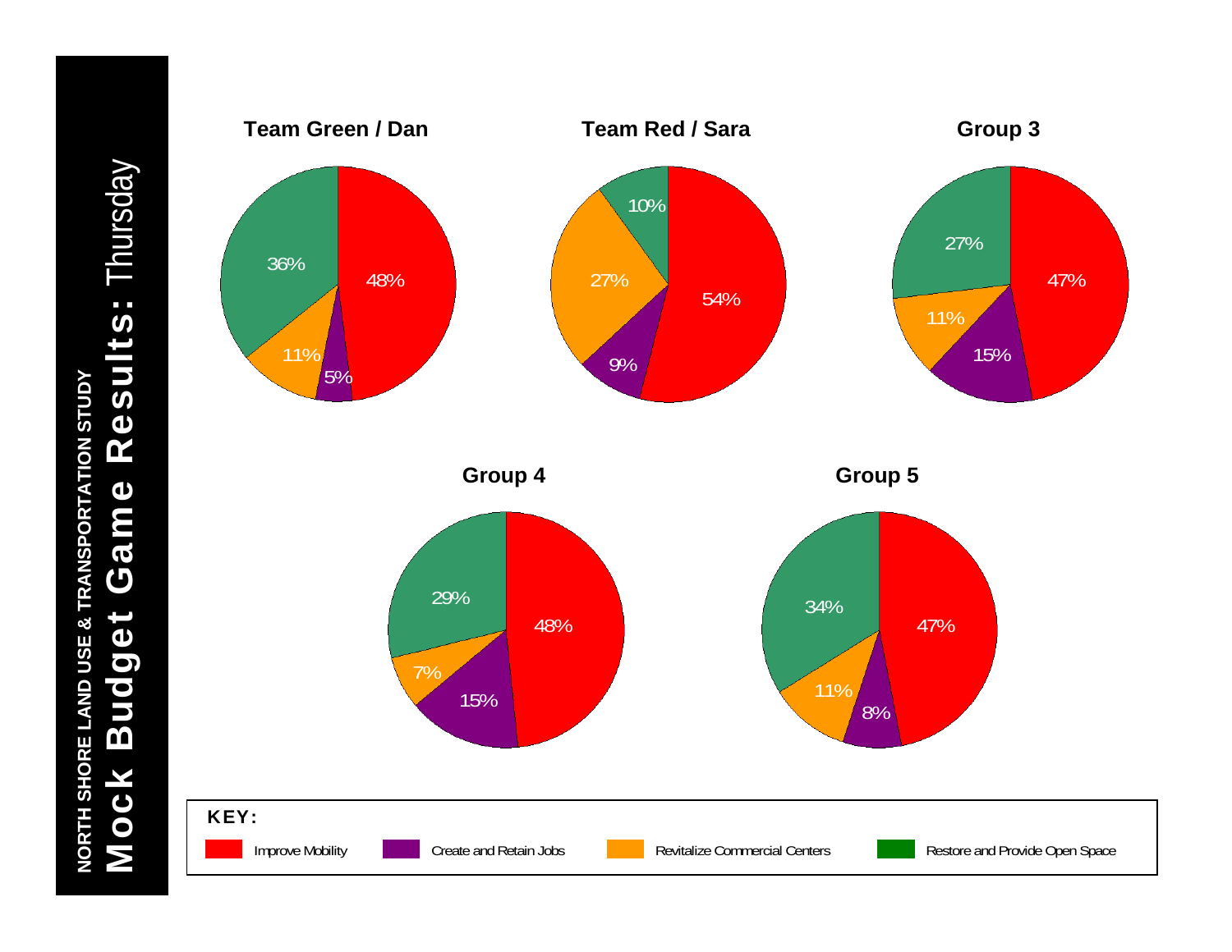**NORTH SHORE LAND USE & TRANSPORTATION STUDY**

# Mock Budget Game Results: Thursday

| Group | Improve Mobility | Create and Retain Jobs | Revitalize Commercial Centers | Restore and Provide Open Space |
|---|---|---|---|---|
| Team Green / Dan | 48% | 5% | 11% | 36% |
| Team Red / Sara | 54% | 9% | 27% | 10% |
| Group 3 | 47% | 15% | 11% | 27% |
| Group 4 | 48% | 15% | 7% | 29% |
| Group 5 | 47% | 8% | 11% | 34% |

**KEY:**

- Improve Mobility
- Create and Retain Jobs
- Revitalize Commercial Centers
- Restore and Provide Open Space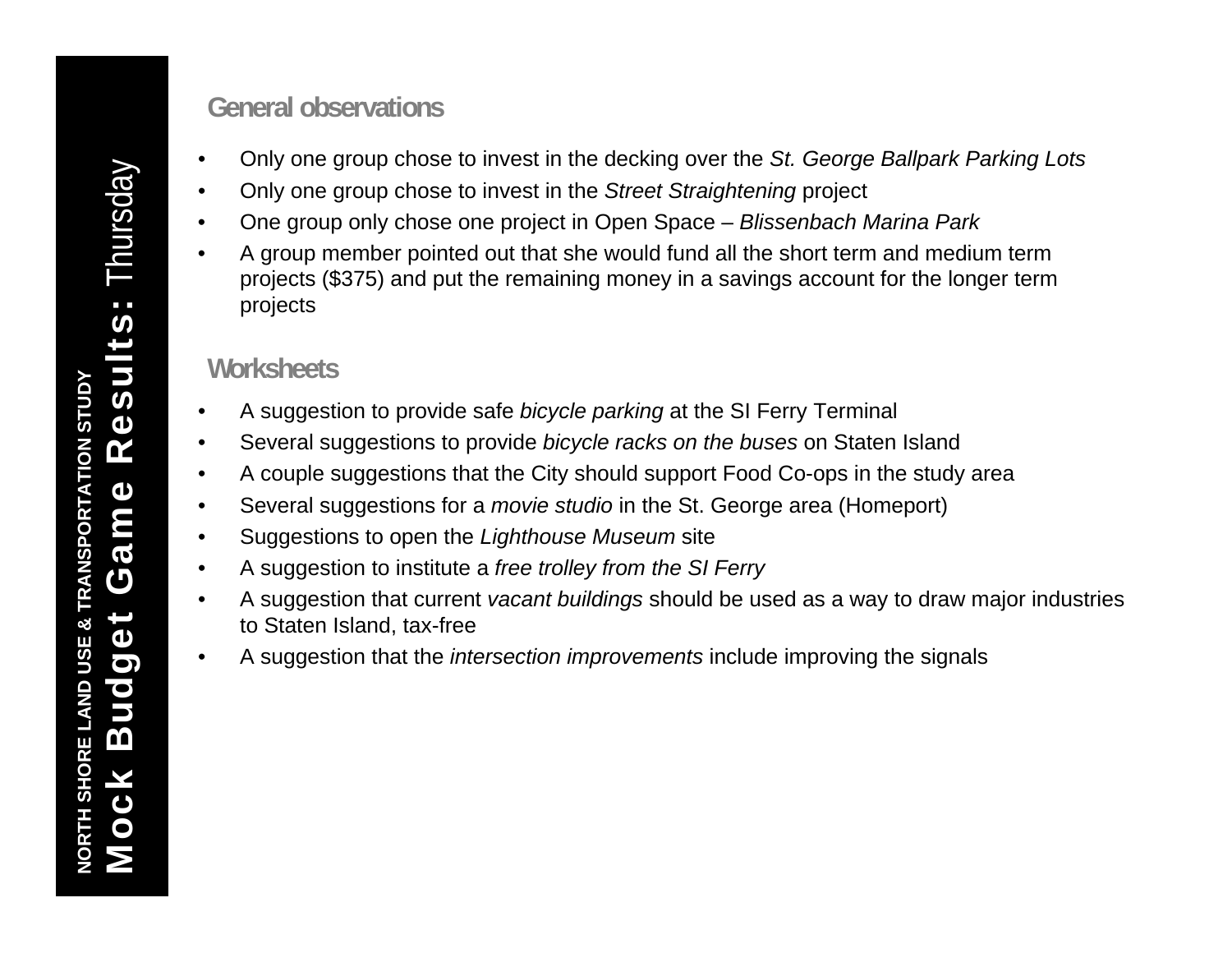NORTH SHORE LAND USE & TRANSPORTATION STUDY

# Mock Budget Game Results: Thursday

## General observations

- Only one group chose to invest in the decking over the *St. George Ballpark Parking Lots*
- Only one group chose to invest in the *Street Straightening* project
- One group only chose one project in Open Space – *Blissenbach Marina Park*
- A group member pointed out that she would fund all the short term and medium term projects ($375) and put the remaining money in a savings account for the longer term projects

## Worksheets

- A suggestion to provide safe *bicycle parking* at the SI Ferry Terminal
- Several suggestions to provide *bicycle racks on the buses* on Staten Island
- A couple suggestions that the City should support Food Co-ops in the study area
- Several suggestions for a *movie studio* in the St. George area (Homeport)
- Suggestions to open the *Lighthouse Museum* site
- A suggestion to institute a *free trolley from the SI Ferry*
- A suggestion that current *vacant buildings* should be used as a way to draw major industries to Staten Island, tax-free
- A suggestion that the *intersection improvements* include improving the signals